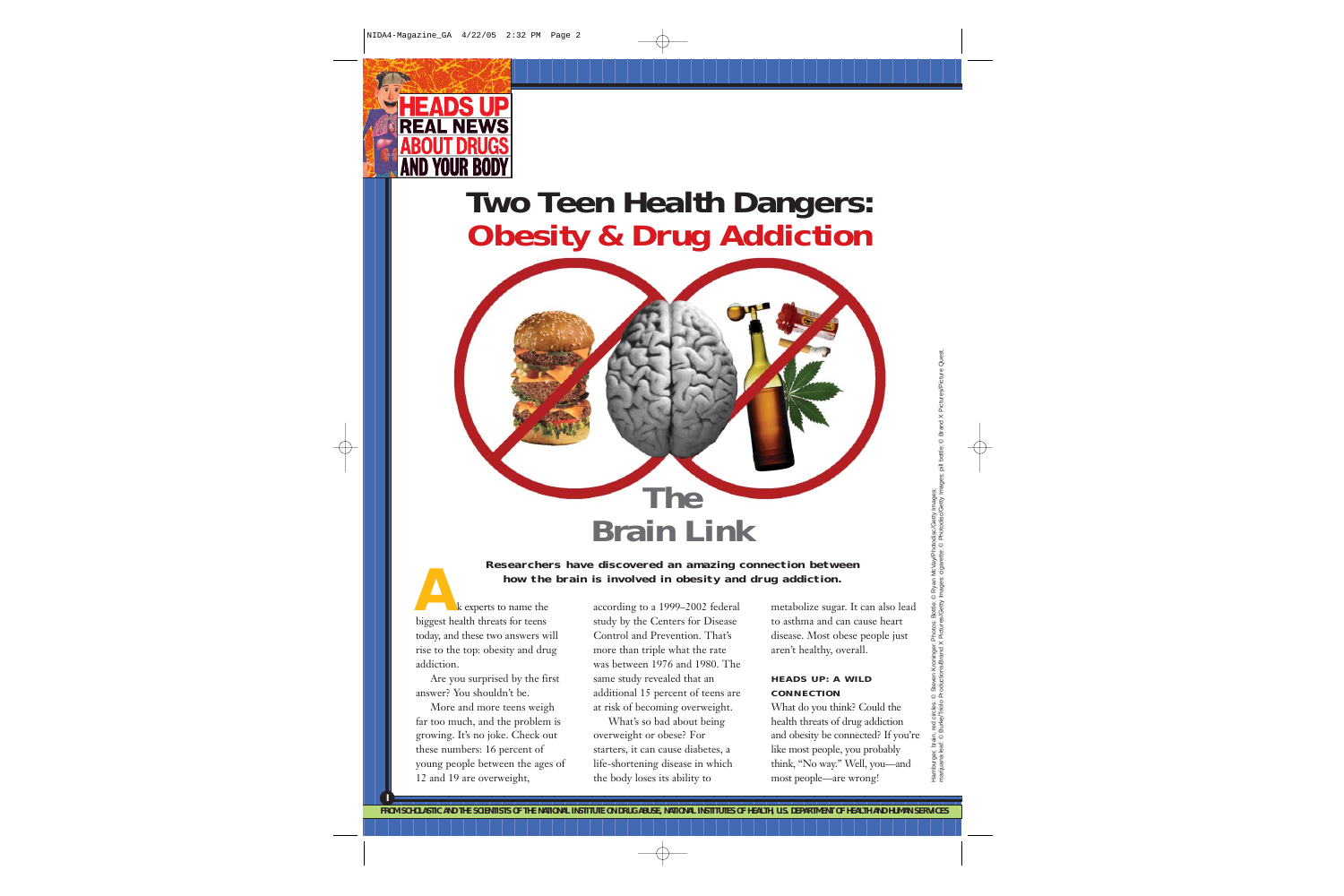# Two Teen Health Dangers: Obesity & Drug Addiction

## The Brain Link

**Researchers have discovered an amazing connection between how the brain is involved in obesity and drug addiction.**

Ask experts to name the biggest health threats for teens today, and these two answers will rise to the top: obesity and drug addiction.

Are you surprised by the first answer? You shouldn't be.

More and more teens weigh far too much, and the problem is growing. It's no joke. Check out these numbers: 16 percent of young people between the ages of 12 and 19 are overweight, according to a 1999–2002 federal study by the Centers for Disease Control and Prevention. That's more than triple what the rate was between 1976 and 1980. The same study revealed that an additional 15 percent of teens are at risk of becoming overweight.

What's so bad about being overweight or obese? For starters, it can cause diabetes, a life-shortening disease in which the body loses its ability to metabolize sugar. It can also lead to asthma and can cause heart disease. Most obese people just aren't healthy, overall.

### HEADS UP: A WILD CONNECTION

What do you think? Could the health threats of drug addiction and obesity be connected? If you're like most people, you probably think, "No way." Well, you—and most people—are wrong!

Hamburger, brain, red circles: © Steven Kroninger. Photos: Bottle: © Ryan McVay/Photodisc/Getty Images; marijuana leaf: © Burke/Triolo Productions/Brand X Pictures/Getty Images; cigarette: © Photodisc/Getty Images; pill bottle: © Brand X Pictures/Picture Quest.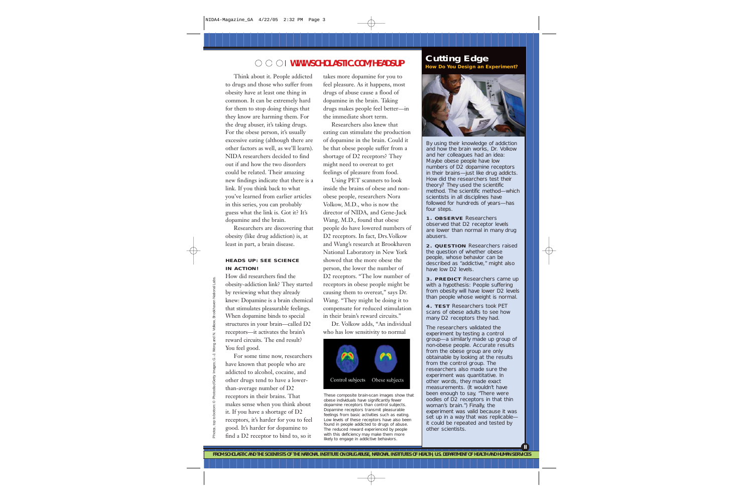Think about it. People addicted to drugs and those who suffer from obesity have at least one thing in common. It can be extremely hard for them to stop doing things that they know are harming them. For the drug abuser, it's taking drugs. For the obese person, it's usually excessive eating (although there are other factors as well, as we'll learn). NIDA researchers decided to find out if and how the two disorders could be related. Their amazing new findings indicate that there is a link. If you think back to what you've learned from earlier articles in this series, you can probably guess what the link is. Got it? It's dopamine and the brain.

Researchers are discovering that obesity (like drug addiction) is, at least in part, a brain disease.

### HEADS UP: SEE SCIENCE IN ACTION!

How did researchers find the obesity-addiction link? They started by reviewing what they already knew: Dopamine is a brain chemical that stimulates pleasurable feelings. When dopamine binds to special structures in your brain—called D2 receptors—it activates the brain's reward circuits. The end result? You feel good.

For some time now, researchers have known that people who are addicted to alcohol, cocaine, and other drugs tend to have a lower-than-average number of D2 receptors in their brains. That makes sense when you think about it. If you have a shortage of D2 receptors, it's harder for you to feel good. It's harder for dopamine to find a D2 receptor to bind to, so it takes more dopamine for you to feel pleasure. As it happens, most drugs of abuse cause a flood of dopamine in the brain. Taking drugs makes people feel better—in the immediate short term.

Researchers also knew that eating can stimulate the production of dopamine in the brain. Could it be that obese people suffer from a shortage of D2 receptors? They might need to overeat to get feelings of pleasure from food.

Using PET scanners to look inside the brains of obese and non-obese people, researchers Nora Volkow, M.D., who is now the director of NIDA, and Gene-Jack Wang, M.D., found that obese people do have lowered numbers of D2 receptors. In fact, Drs.Volkow and Wang's research at Brookhaven National Laboratory in New York showed that the more obese the person, the lower the number of D2 receptors. "The low number of receptors in obese people might be causing them to overeat," says Dr. Wang. "They might be doing it to compensate for reduced stimulation in their brain's reward circuits."

Dr. Volkow adds, "An individual who has low sensitivity to normal

Control subjects Obese subjects

These composite brain-scan images show that obese individuals have significantly fewer dopamine receptors than control subjects. Dopamine receptors transmit pleasurable feelings from basic activities such as eating. Low levels of these receptors have also been found in people addicted to drugs of abuse. The reduced reward experienced by people with this deficiency may make them more likely to engage in addictive behaviors.

## Cutting Edge

**How Do You Design an Experiment?**

By using their knowledge of addiction and how the brain works, Dr. Volkow and her colleagues had an idea: Maybe obese people have low numbers of D2 dopamine receptors in their brains—just like drug addicts. How did the researchers test their theory? They used the scientific method. The scientific method—which scientists in all disciplines have followed for hundreds of years—has four steps.

**1. OBSERVE** Researchers observed that D2 receptor levels are lower than normal in many drug abusers.

**2. QUESTION** Researchers raised the question of whether obese people, whose behavior can be described as "addictive," might also have low D2 levels.

**3. PREDICT** Researchers came up with a hypothesis: People suffering from obesity will have lower D2 levels than people whose weight is normal.

**4. TEST** Researchers took PET scans of obese adults to see how many D2 receptors they had.

The researchers validated the experiment by testing a control group—a similarly made up group of non-obese people. Accurate results from the obese group are only obtainable by looking at the results from the control group. The researchers also made sure the experiment was quantitative. In other words, they made exact measurements. (It wouldn't have been enough to say, "There were oodles of D2 receptors in that thin woman's brain.") Finally, the experiment was valid because it was set up in a way that was replicable—it could be repeated and tested by other scientists.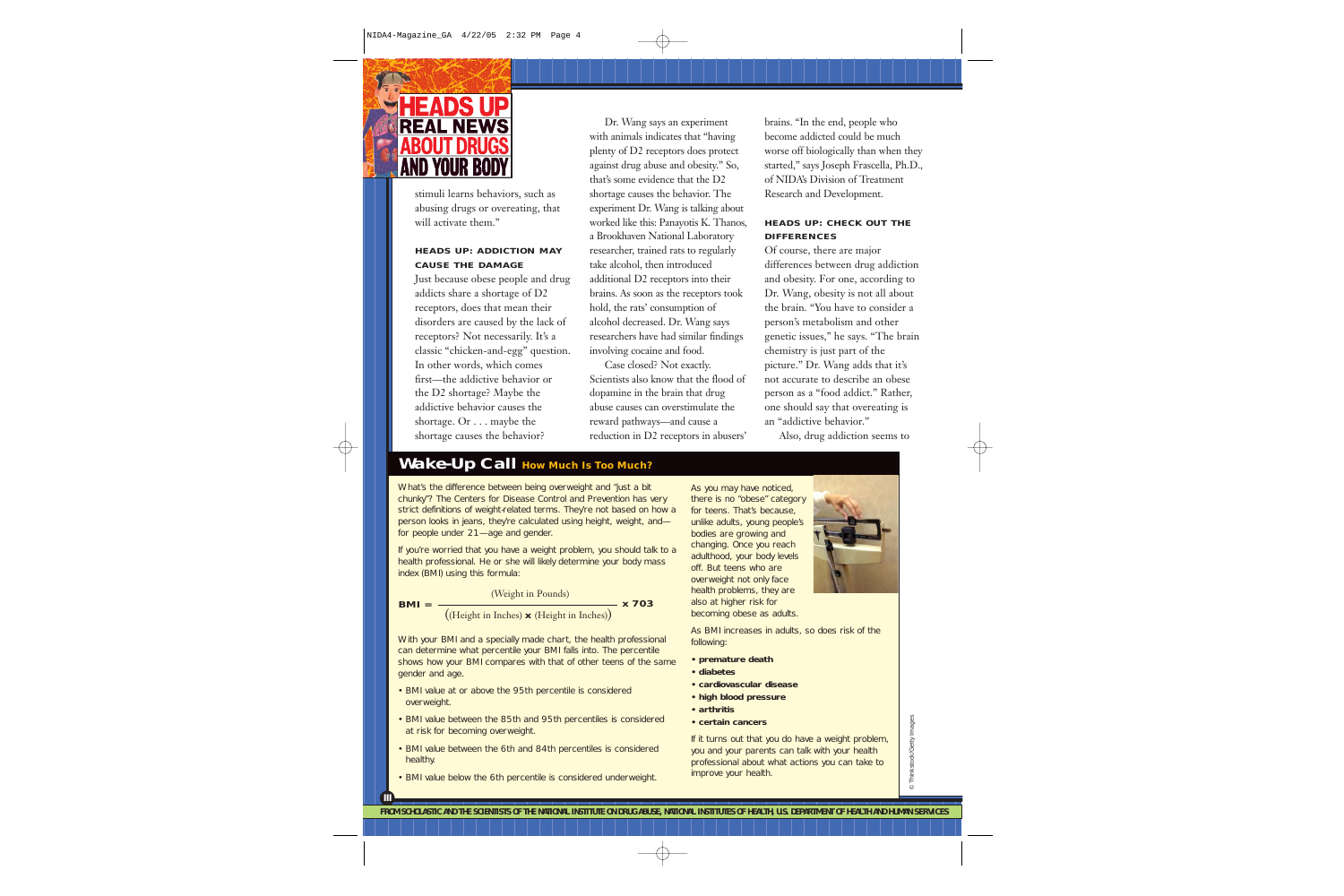# HEADS UP REAL NEWS ABOUT DRUGS AND YOUR BODY

stimuli learns behaviors, such as abusing drugs or overeating, that will activate them."

### HEADS UP: ADDICTION MAY CAUSE THE DAMAGE

Just because obese people and drug addicts share a shortage of D2 receptors, does that mean their disorders are caused by the lack of receptors? Not necessarily. It's a classic "chicken-and-egg" question. In other words, which comes first—the addictive behavior or the D2 shortage? Maybe the addictive behavior causes the shortage. Or . . . maybe the shortage causes the behavior?

Dr. Wang says an experiment with animals indicates that "having plenty of D2 receptors does protect against drug abuse and obesity." So, that's some evidence that the D2 shortage causes the behavior. The experiment Dr. Wang is talking about worked like this: Panayotis K. Thanos, a Brookhaven National Laboratory researcher, trained rats to regularly take alcohol, then introduced additional D2 receptors into their brains. As soon as the receptors took hold, the rats' consumption of alcohol decreased. Dr. Wang says researchers have had similar findings involving cocaine and food.

Case closed? Not exactly. Scientists also know that the flood of dopamine in the brain that drug abuse causes can overstimulate the reward pathways—and cause a reduction in D2 receptors in abusers' brains. "In the end, people who become addicted could be much worse off biologically than when they started," says Joseph Frascella, Ph.D., of NIDA's Division of Treatment Research and Development.

### HEADS UP: CHECK OUT THE DIFFERENCES

Of course, there are major differences between drug addiction and obesity. For one, according to Dr. Wang, obesity is not all about the brain. "You have to consider a person's metabolism and other genetic issues," he says. "The brain chemistry is just part of the picture." Dr. Wang adds that it's not accurate to describe an obese person as a "food addict." Rather, one should say that overeating is an "addictive behavior."

Also, drug addiction seems to

## Wake-Up Call How Much Is Too Much?

What's the difference between being overweight and "just a bit chunky"? The Centers for Disease Control and Prevention has very strict definitions of weight-related terms. They're not based on how a person looks in jeans, they're calculated using height, weight, and—for people under 21—age and gender.

If you're worried that you have a weight problem, you should talk to a health professional. He or she will likely determine your body mass index (BMI) using this formula:

$$\text{BMI} = \frac{\text{(Weight in Pounds)}}{(\text{(Height in Inches)} \times \text{(Height in Inches)})} \times 703$$

With your BMI and a specially made chart, the health professional can determine what percentile your BMI falls into. The percentile shows how your BMI compares with that of other teens of the same gender and age.

- BMI value at or above the 95th percentile is considered overweight.
- BMI value between the 85th and 95th percentiles is considered at risk for becoming overweight.
- BMI value between the 6th and 84th percentiles is considered healthy.
- BMI value below the 6th percentile is considered underweight.

As you may have noticed, there is no "obese" category for teens. That's because, unlike adults, young people's bodies are growing and changing. Once you reach adulthood, your body levels off. But teens who are overweight not only face health problems, they are also at higher risk for becoming obese as adults.

As BMI increases in adults, so does risk of the following:

- **premature death**
- **diabetes**
- **cardiovascular disease**
- **high blood pressure**
- **arthritis**
- **certain cancers**

If it turns out that you do have a weight problem, you and your parents can talk with your health professional about what actions you can take to improve your health.

© Thinkstock/Getty Images

FROM SCHOLASTIC AND THE SCIENTISTS OF THE NATIONAL INSTITUTE ON DRUG ABUSE, NATIONAL INSTITUTES OF HEALTH, U.S. DEPARTMENT OF HEALTH AND HUMAN SERVICES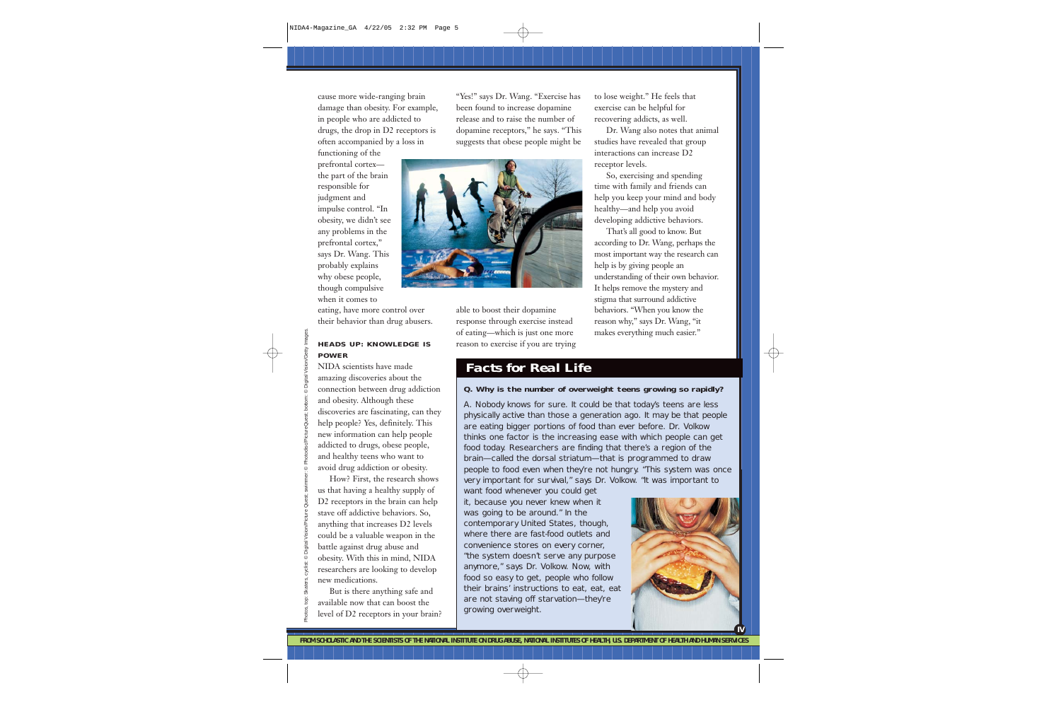cause more wide-ranging brain damage than obesity. For example, in people who are addicted to drugs, the drop in D2 receptors is often accompanied by a loss in functioning of the prefrontal cortex—the part of the brain responsible for judgment and impulse control. "In obesity, we didn't see any problems in the prefrontal cortex," says Dr. Wang. This probably explains why obese people, though compulsive when it comes to eating, have more control over their behavior than drug abusers.

### HEADS UP: KNOWLEDGE IS POWER

NIDA scientists have made amazing discoveries about the connection between drug addiction and obesity. Although these discoveries are fascinating, can they help people? Yes, definitely. This new information can help people addicted to drugs, obese people, and healthy teens who want to avoid drug addiction or obesity.

How? First, the research shows us that having a healthy supply of D2 receptors in the brain can help stave off addictive behaviors. So, anything that increases D2 levels could be a valuable weapon in the battle against drug abuse and obesity. With this in mind, NIDA researchers are looking to develop new medications.

But is there anything safe and available now that can boost the level of D2 receptors in your brain? "Yes!" says Dr. Wang. "Exercise has been found to increase dopamine release and to raise the number of dopamine receptors," he says. "This suggests that obese people might be able to boost their dopamine response through exercise instead of eating—which is just one more reason to exercise if you are trying to lose weight." He feels that exercise can be helpful for recovering addicts, as well.

Dr. Wang also notes that animal studies have revealed that group interactions can increase D2 receptor levels.

So, exercising and spending time with family and friends can help you keep your mind and body healthy—and help you avoid developing addictive behaviors.

That's all good to know. But according to Dr. Wang, perhaps the most important way the research can help is by giving people an understanding of their own behavior. It helps remove the mystery and stigma that surround addictive behaviors. "When you know the reason why," says Dr. Wang, "it makes everything much easier."

Photos, top: Skaters, cyclist: © Digital Vision/Picture Quest; swimmer: © Photodisc/PictureQuest; bottom: © Digital Vision/Getty Images.

## Facts for Real Life

**Q. Why is the number of overweight teens growing so rapidly?**

A. Nobody knows for sure. It could be that today's teens are less physically active than those a generation ago. It may be that people are eating bigger portions of food than ever before. Dr. Volkow thinks one factor is the increasing ease with which people can get food today. Researchers are finding that there's a region of the brain—called the dorsal striatum—that is programmed to draw people to food even when they're not hungry. "This system was once very important for survival," says Dr. Volkow. "It was important to want food whenever you could get it, because you never knew when it was going to be around." In the contemporary United States, though, where there are fast-food outlets and convenience stores on every corner, "the system doesn't serve any purpose anymore," says Dr. Volkow. Now, with food so easy to get, people who follow their brains' instructions to eat, eat, eat are not staving off starvation—they're growing overweight.

FROM SCHOLASTIC AND THE SCIENTISTS OF THE NATIONAL INSTITUTE ON DRUG ABUSE, NATIONAL INSTITUTES OF HEALTH, U.S. DEPARTMENT OF HEALTH AND HUMAN SERVICES